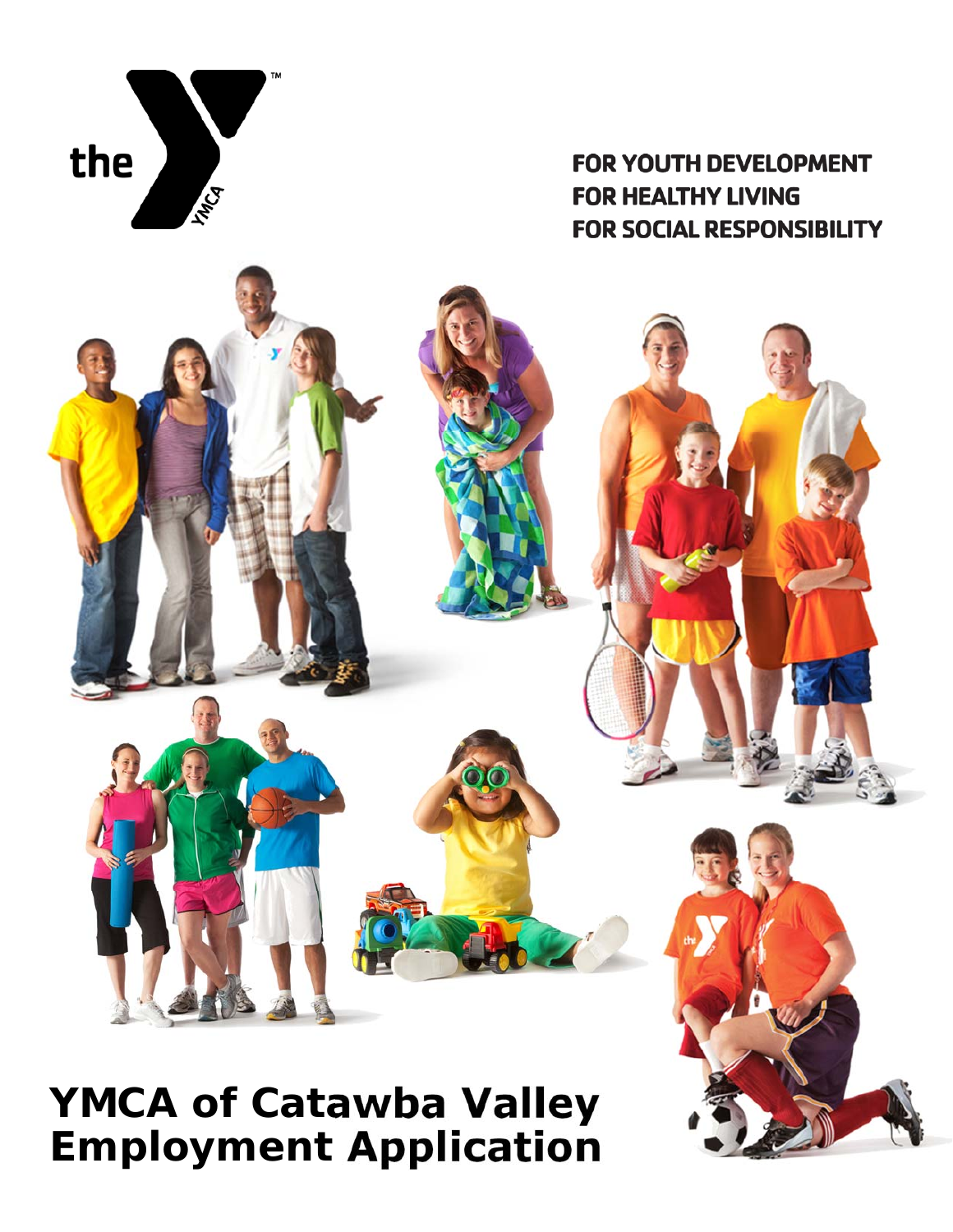FOR YOUTH DEVELOPMENT
FOR HEALTHY LIVING
FOR SOCIAL RESPONSIBILITY

# YMCA of Catawba Valley Employment Application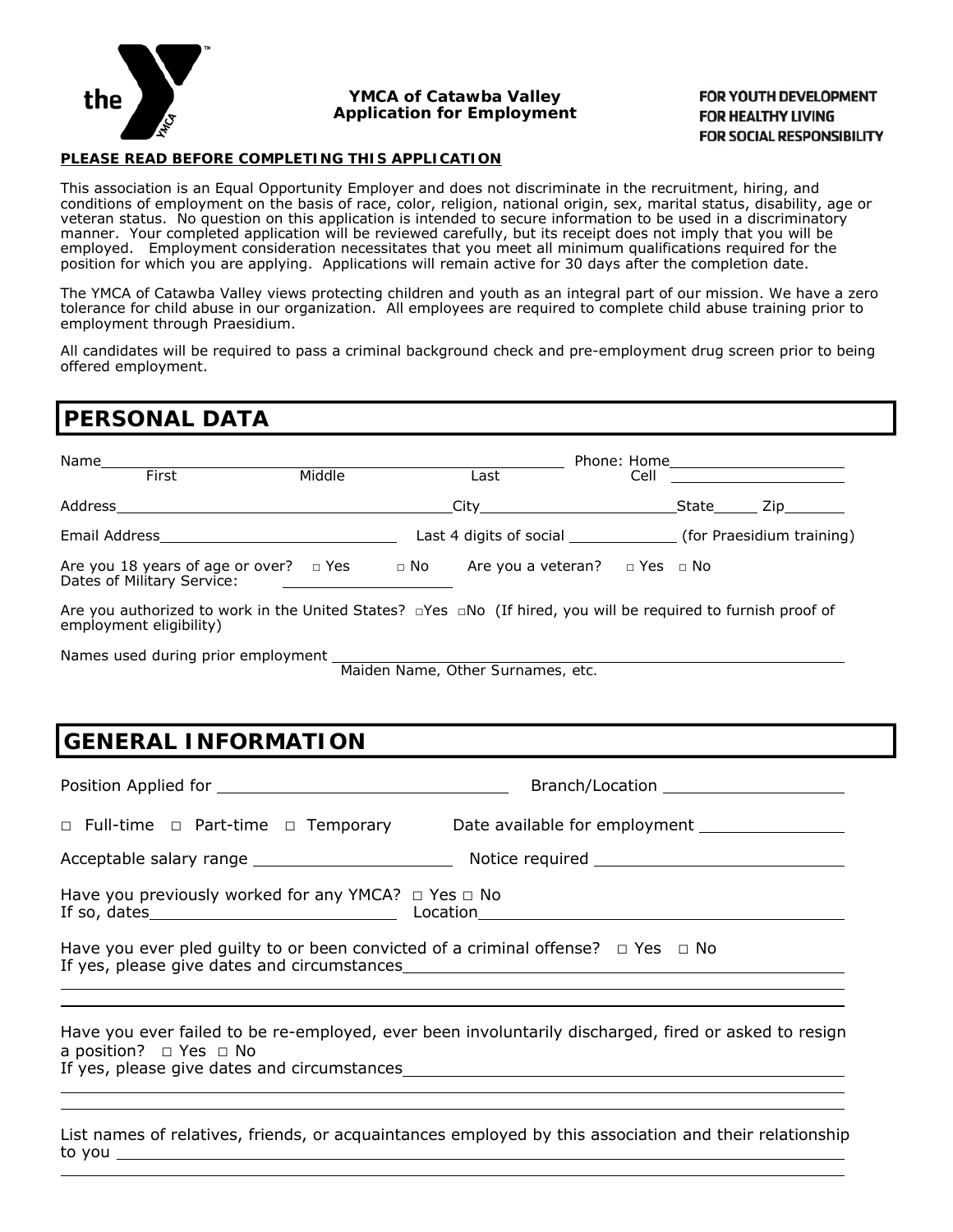**YMCA of Catawba Valley**
**Application for Employment**

**FOR YOUTH DEVELOPMENT**
**FOR HEALTHY LIVING**
**FOR SOCIAL RESPONSIBILITY**

***PLEASE READ BEFORE COMPLETING THIS APPLICATION***

This association is an Equal Opportunity Employer and does not discriminate in the recruitment, hiring, and conditions of employment on the basis of race, color, religion, national origin, sex, marital status, disability, age or veteran status. No question on this application is intended to secure information to be used in a discriminatory manner. Your completed application will be reviewed carefully, but its receipt does not imply that you will be employed. Employment consideration necessitates that you meet all minimum qualifications required for the position for which you are applying. Applications will remain active for 30 days after the completion date.

The YMCA of Catawba Valley views protecting children and youth as an integral part of our mission. We have a zero tolerance for child abuse in our organization. All employees are required to complete child abuse training prior to employment through Praesidium.

All candidates will be required to pass a criminal background check and pre-employment drug screen prior to being offered employment.

## PERSONAL DATA

Name ______________________________________ Phone: Home ____________________
First Middle Last Cell ____________________

Address ______________________________ City ____________________ State _____ Zip _______

Email Address __________________________ Last 4 digits of social ____________ (for Praesidium training)

Are you 18 years of age or over? □ Yes □ No Are you a veteran? □ Yes □ No
Dates of Military Service: ________________

Are you authorized to work in the United States? □Yes □No (If hired, you will be required to furnish proof of employment eligibility)

Names used during prior employment ____________________________________________
Maiden Name, Other Surnames, etc.

## GENERAL INFORMATION

Position Applied for ______________________________ Branch/Location ____________________

□ Full-time □ Part-time □ Temporary Date available for employment ________________

Acceptable salary range ____________________ Notice required __________________________

Have you previously worked for any YMCA? □ Yes □ No
If so, dates __________________________ Location __________________________________________

Have you ever pled guilty to or been convicted of a criminal offense? □ Yes □ No
If yes, please give dates and circumstances ______________________________________________

Have you ever failed to be re-employed, ever been involuntarily discharged, fired or asked to resign a position? □ Yes □ No
If yes, please give dates and circumstances ______________________________________________

List names of relatives, friends, or acquaintances employed by this association and their relationship to you ______________________________________________________________________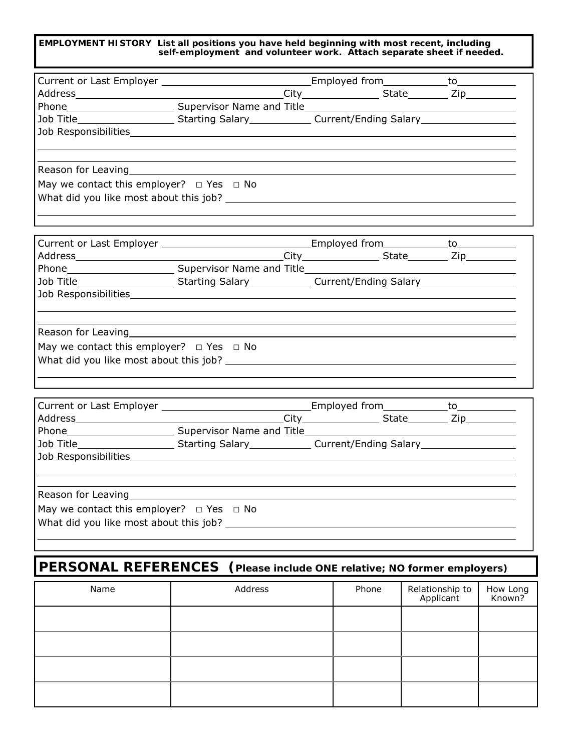**EMPLOYMENT HISTORY** **List all positions you have held beginning with most recent, including self-employment and volunteer work. Attach separate sheet if needed.**

Current or Last Employer ________________________ Employed from __________ to __________
Address ______________________________ City ____________ State ______ Zip ________
Phone ________________ Supervisor Name and Title ______________________________
Job Title ______________ Starting Salary __________ Current/Ending Salary ______________
Job Responsibilities ____________________________________________________________
________________________________________________________________________________
________________________________________________________________________________
Reason for Leaving ______________________________________________________________
May we contact this employer? □ Yes □ No
What did you like most about this job? __________________________________________
________________________________________________________________________________

Current or Last Employer ________________________ Employed from __________ to __________
Address ______________________________ City ____________ State ______ Zip ________
Phone ________________ Supervisor Name and Title ______________________________
Job Title ______________ Starting Salary __________ Current/Ending Salary ______________
Job Responsibilities ____________________________________________________________
________________________________________________________________________________
________________________________________________________________________________
Reason for Leaving ______________________________________________________________
May we contact this employer? □ Yes □ No
What did you like most about this job? __________________________________________
________________________________________________________________________________

Current or Last Employer ________________________ Employed from __________ to __________
Address ______________________________ City ____________ State ______ Zip ________
Phone ________________ Supervisor Name and Title ______________________________
Job Title ______________ Starting Salary __________ Current/Ending Salary ______________
Job Responsibilities ____________________________________________________________
________________________________________________________________________________
________________________________________________________________________________
Reason for Leaving ______________________________________________________________
May we contact this employer? □ Yes □ No
What did you like most about this job? __________________________________________
________________________________________________________________________________

## PERSONAL REFERENCES (**Please include ONE relative; NO former employers**)

| Name | Address | Phone | Relationship to Applicant | How Long Known? |
|---|---|---|---|---|
| | | | | |
| | | | | |
| | | | | |
| | | | | |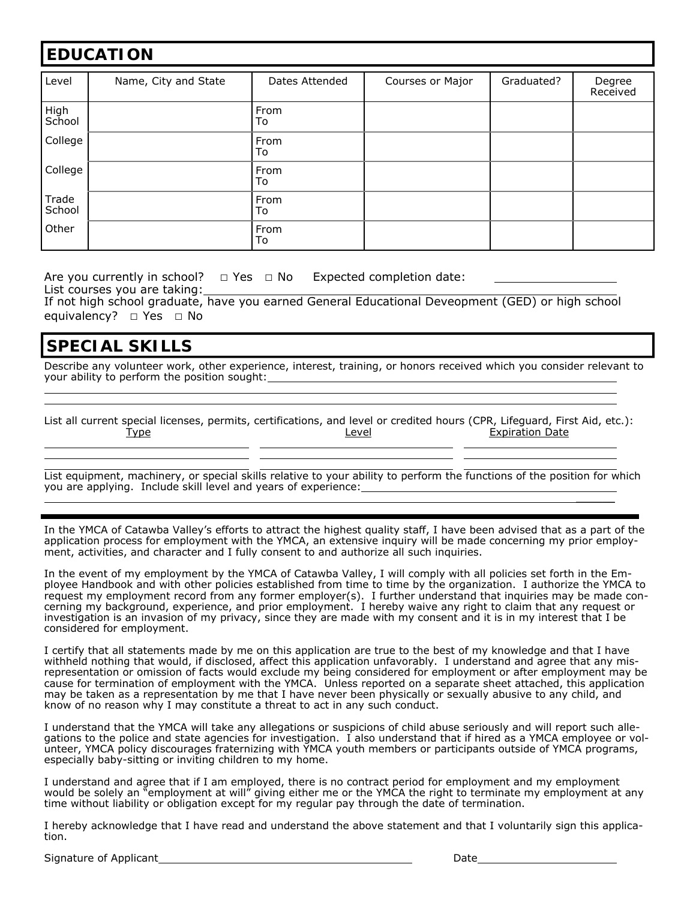## EDUCATION

| Level | Name, City and State | Dates Attended | Courses or Major | Graduated? | Degree Received |
|---|---|---|---|---|---|
| High School | | From<br>To | | | |
| College | | From<br>To | | | |
| College | | From<br>To | | | |
| Trade School | | From<br>To | | | |
| Other | | From<br>To | | | |

Are you currently in school? □ Yes □ No Expected completion date: ____________

List courses you are taking: ____________________________________________

If not high school graduate, have you earned General Educational Deveopment (GED) or high school equivalency? □ Yes □ No

## SPECIAL SKILLS

Describe any volunteer work, other experience, interest, training, or honors received which you consider relevant to your ability to perform the position sought: ____________________________________________

____________________________________________

____________________________________________

List all current special licenses, permits, certifications, and level or credited hours (CPR, Lifeguard, First Aid, etc.):

| Type | Level | Expiration Date |
|---|---|---|
| | | |
| | | |
| | | |

List equipment, machinery, or special skills relative to your ability to perform the functions of the position for which you are applying. Include skill level and years of experience: ____________________________________________

____________________________________________

---

In the YMCA of Catawba Valley's efforts to attract the highest quality staff, I have been advised that as a part of the application process for employment with the YMCA, an extensive inquiry will be made concerning my prior employment, activities, and character and I fully consent to and authorize all such inquiries.

In the event of my employment by the YMCA of Catawba Valley, I will comply with all policies set forth in the Employee Handbook and with other policies established from time to time by the organization. I authorize the YMCA to request my employment record from any former employer(s). I further understand that inquiries may be made concerning my background, experience, and prior employment. I hereby waive any right to claim that any request or investigation is an invasion of my privacy, since they are made with my consent and it is in my interest that I be considered for employment.

I certify that all statements made by me on this application are true to the best of my knowledge and that I have withheld nothing that would, if disclosed, affect this application unfavorably. I understand and agree that any misrepresentation or omission of facts would exclude my being considered for employment or after employment may be cause for termination of employment with the YMCA. Unless reported on a separate sheet attached, this application may be taken as a representation by me that I have never been physically or sexually abusive to any child, and know of no reason why I may constitute a threat to act in any such conduct.

I understand that the YMCA will take any allegations or suspicions of child abuse seriously and will report such allegations to the police and state agencies for investigation. I also understand that if hired as a YMCA employee or volunteer, YMCA policy discourages fraternizing with YMCA youth members or participants outside of YMCA programs, especially baby-sitting or inviting children to my home.

I understand and agree that if I am employed, there is no contract period for employment and my employment would be solely an "employment at will" giving either me or the YMCA the right to terminate my employment at any time without liability or obligation except for my regular pay through the date of termination.

I hereby acknowledge that I have read and understand the above statement and that I voluntarily sign this application.

Signature of Applicant ______________________________ Date ________________